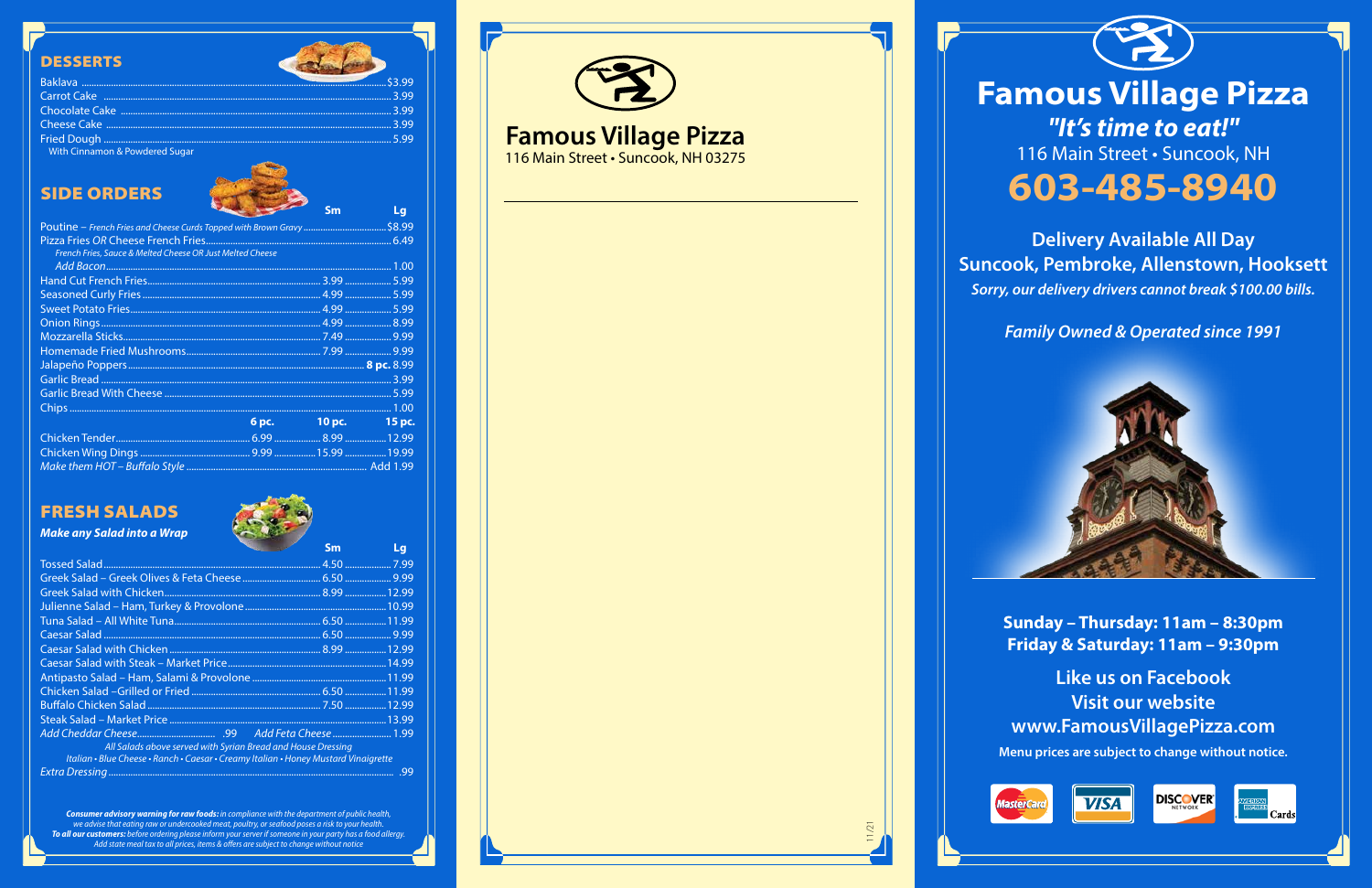## DESSERTS

| Item | Price |
|---|---|
| Baklava | $3.99 |
| Carrot Cake | 3.99 |
| Chocolate Cake | 3.99 |
| Cheese Cake | 3.99 |
| Fried Dough<br>With Cinnamon & Powdered Sugar | 5.99 |

## SIDE ORDERS

| Item | Sm | Lg |
|---|---|---|
| Poutine – *French Fries and Cheese Curds Topped with Brown Gravy* | | $8.99 |
| Pizza Fries *OR* Cheese French Fries<br>*French Fries, Sauce & Melted Cheese OR Just Melted Cheese* | | 6.49 |
| *Add Bacon* | | 1.00 |
| Hand Cut French Fries | 3.99 | 5.99 |
| Seasoned Curly Fries | 4.99 | 5.99 |
| Sweet Potato Fries | 4.99 | 5.99 |
| Onion Rings | 4.99 | 8.99 |
| Mozzarella Sticks | 7.49 | 9.99 |
| Homemade Fried Mushrooms | 7.99 | 9.99 |
| Jalapeño Poppers | | **8 pc.** 8.99 |
| Garlic Bread | | 3.99 |
| Garlic Bread With Cheese | | 5.99 |
| Chips | | 1.00 |

| Item | 6 pc. | 10 pc. | 15 pc. |
|---|---|---|---|
| Chicken Tender | 6.99 | 8.99 | 12.99 |
| Chicken Wing Dings | 9.99 | 15.99 | 19.99 |
| *Make them HOT – Buffalo Style* | | | Add 1.99 |

## FRESH SALADS

***Make any Salad into a Wrap***

| Item | Sm | Lg |
|---|---|---|
| Tossed Salad | 4.50 | 7.99 |
| Greek Salad – Greek Olives & Feta Cheese | 6.50 | 9.99 |
| Greek Salad with Chicken | 8.99 | 12.99 |
| Julienne Salad – Ham, Turkey & Provolone | | 10.99 |
| Tuna Salad – All White Tuna | 6.50 | 11.99 |
| Caesar Salad | 6.50 | 9.99 |
| Caesar Salad with Chicken | 8.99 | 12.99 |
| Caesar Salad with Steak – Market Price | | 14.99 |
| Antipasto Salad – Ham, Salami & Provolone | | 11.99 |
| Chicken Salad –Grilled or Fried | 6.50 | 11.99 |
| Buffalo Chicken Salad | 7.50 | 12.99 |
| Steak Salad – Market Price | | 13.99 |

*Add Cheddar Cheese* .99 *Add Feta Cheese* 1.99

*All Salads above served with Syrian Bread and House Dressing*

*Italian • Blue Cheese • Ranch • Caesar • Creamy Italian • Honey Mustard Vinaigrette*

*Extra Dressing* .99

***Consumer advisory warning for raw foods:*** *in compliance with the department of public health, we advise that eating raw or undercooked meat, poultry, or seafood poses a risk to your health.* ***To all our customers:*** *before ordering please inform your server if someone in your party has a food allergy. Add state meal tax to all prices, items & offers are subject to change without notice*

## Famous Village Pizza

116 Main Street • Suncook, NH 03275

11/21

# Famous Village Pizza

***"It's time to eat!"***

116 Main Street • Suncook, NH

# 603-485-8940

**Delivery Available All Day**

**Suncook, Pembroke, Allenstown, Hooksett**

***Sorry, our delivery drivers cannot break $100.00 bills.***

***Family Owned & Operated since 1991***

**Sunday – Thursday: 11am – 8:30pm**

**Friday & Saturday: 11am – 9:30pm**

**Like us on Facebook**

**Visit our website**

**www.FamousVillagePizza.com**

**Menu prices are subject to change without notice.**

MasterCard • VISA • DISCOVER NETWORK • AMERICAN EXPRESS Cards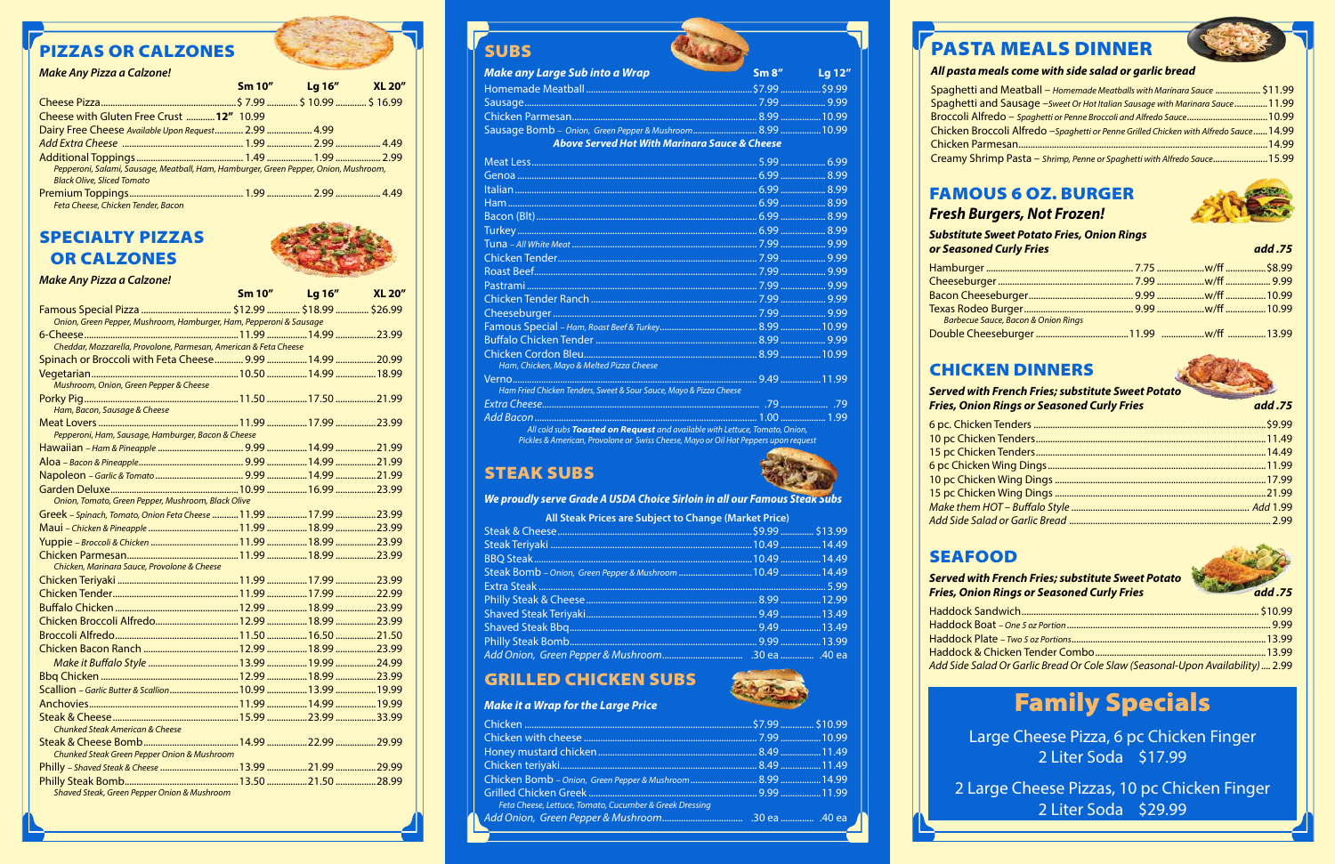## PIZZAS OR CALZONES

*Make Any Pizza a Calzone!*

| | Sm 10" | Lg 16" | XL 20" |
|---|---|---|---|
| Cheese Pizza | $ 7.99 | $ 10.99 | $ 16.99 |
| Cheese with Gluten Free Crust | **12"** 10.99 | | |
| Dairy Free Cheese *Available Upon Request* | 2.99 | 4.99 | |
| *Add Extra Cheese* | 1.99 | 2.99 | 4.49 |
| Additional Toppings | 1.49 | 1.99 | 2.99 |
| *Pepperoni, Salami, Sausage, Meatball, Ham, Hamburger, Green Pepper, Onion, Mushroom, Black Olive, Sliced Tomato* | | | |
| Premium Toppings | 1.99 | 2.99 | 4.49 |
| *Feta Cheese, Chicken Tender, Bacon* | | | |

## SPECIALTY PIZZAS OR CALZONES

*Make Any Pizza a Calzone!*

| | Sm 10" | Lg 16" | XL 20" |
|---|---|---|---|
| Famous Special Pizza *Onion, Green Pepper, Mushroom, Hamburger, Ham, Pepperoni & Sausage* | $12.99 | $18.99 | $26.99 |
| 6-Cheese *Cheddar, Mozzarella, Provolone, Parmesan, American & Feta Cheese* | 11.99 | 14.99 | 23.99 |
| Spinach or Broccoli with Feta Cheese | 9.99 | 14.99 | 20.99 |
| Vegetarian *Mushroom, Onion, Green Pepper & Cheese* | 10.50 | 14.99 | 18.99 |
| Porky Pig *Ham, Bacon, Sausage & Cheese* | 11.50 | 17.50 | 21.99 |
| Meat Lovers *Pepperoni, Ham, Sausage, Hamburger, Bacon & Cheese* | 11.99 | 17.99 | 23.99 |
| Hawaiian – *Ham & Pineapple* | 9.99 | 14.99 | 21.99 |
| Aloa – *Bacon & Pineapple* | 9.99 | 14.99 | 21.99 |
| Napoleon – *Garlic & Tomato* | 9.99 | 14.99 | 21.99 |
| Garden Deluxe *Onion, Tomato, Green Pepper, Mushroom, Black Olive* | 10.99 | 16.99 | 23.99 |
| Greek – *Spinach, Tomato, Onion Feta Cheese* | 11.99 | 17.99 | 23.99 |
| Maui – *Chicken & Pineapple* | 11.99 | 18.99 | 23.99 |
| Yuppie – *Broccoli & Chicken* | 11.99 | 18.99 | 23.99 |
| Chicken Parmesan *Chicken, Marinara Sauce, Provolone & Cheese* | 11.99 | 18.99 | 23.99 |
| Chicken Teriyaki | 11.99 | 17.99 | 23.99 |
| Chicken Tender | 11.99 | 17.99 | 22.99 |
| Buffalo Chicken | 12.99 | 18.99 | 23.99 |
| Chicken Broccoli Alfredo | 12.99 | 18.99 | 23.99 |
| Broccoli Alfredo | 11.50 | 16.50 | 21.50 |
| Chicken Bacon Ranch | 12.99 | 18.99 | 23.99 |
| *Make it Buffalo Style* | 13.99 | 19.99 | 24.99 |
| Bbq Chicken | 12.99 | 18.99 | 23.99 |
| Scallion – *Garlic Butter & Scallion* | 10.99 | 13.99 | 19.99 |
| Anchovies | 11.99 | 14.99 | 19.99 |
| Steak & Cheese *Chunked Steak American & Cheese* | 15.99 | 23.99 | 33.99 |
| Steak & Cheese Bomb *Chunked Steak Green Pepper Onion & Mushroom* | 14.99 | 22.99 | 29.99 |
| Philly – *Shaved Steak & Cheese* | 13.99 | 21.99 | 29.99 |
| Philly Steak Bomb *Shaved Steak, Green Pepper Onion & Mushroom* | 13.50 | 21.50 | 28.99 |

## SUBS

| *Make any Large Sub into a Wrap* | Sm 8" | Lg 12" |
|---|---|---|
| Homemade Meatball | $7.99 | $9.99 |
| Sausage | 7.99 | 9.99 |
| Chicken Parmesan | 8.99 | 10.99 |
| Sausage Bomb – *Onion, Green Pepper & Mushroom* | 8.99 | 10.99 |

***Above Served Hot With Marinara Sauce & Cheese***

| | Sm 8" | Lg 12" |
|---|---|---|
| Meat Less | 5.99 | 6.99 |
| Genoa | 6.99 | 8.99 |
| Italian | 6.99 | 8.99 |
| Ham | 6.99 | 8.99 |
| Bacon (Blt) | 6.99 | 8.99 |
| Turkey | 6.99 | 8.99 |
| Tuna – *All White Meat* | 7.99 | 9.99 |
| Chicken Tender | 7.99 | 9.99 |
| Roast Beef | 7.99 | 9.99 |
| Pastrami | 7.99 | 9.99 |
| Chicken Tender Ranch | 7.99 | 9.99 |
| Cheeseburger | 7.99 | 9.99 |
| Famous Special – *Ham, Roast Beef & Turkey* | 8.99 | 10.99 |
| Buffalo Chicken Tender | 7.99 | 9.99 |
| Chicken Cordon Bleu *Ham, Chicken, Mayo & Melted Pizza Cheese* | 8.99 | 10.99 |
| Verno *Ham Fried Chicken Tenders, Sweet & Sour Sauce, Mayo & Pizza Cheese* | 9.49 | 11.99 |
| *Extra Cheese* | .79 | .79 |
| *Add Bacon* | 1.00 | 1.99 |

*All cold subs **Toasted on Request** and available with Lettuce, Tomato, Onion, Pickles & American, Provolone or Swiss Cheese, Mayo or Oil Hot Peppers upon request*

## STEAK SUBS

***We proudly serve Grade A USDA Choice Sirloin in all our Famous Steak Subs***

**All Steak Prices are Subject to Change (Market Price)**

| | Sm 8" | Lg 12" |
|---|---|---|
| Steak & Cheese | $9.99 | $13.99 |
| Steak Teriyaki | 10.49 | 14.49 |
| BBQ Steak | 10.49 | 14.49 |
| Steak Bomb – *Onion, Green Pepper & Mushroom* | 10.49 | 14.49 |
| Extra Steak | | 5.99 |
| Philly Steak & Cheese | 8.99 | 12.99 |
| Shaved Steak Teriyaki | 9.49 | 13.49 |
| Shaved Steak Bbq | 9.49 | 13.49 |
| Philly Steak Bomb | 9.99 | 13.99 |
| *Add Onion, Green Pepper & Mushroom* | .30 ea | .40 ea |

## GRILLED CHICKEN SUBS

***Make it a Wrap for the Large Price***

| | Sm 8" | Lg 12" |
|---|---|---|
| Chicken | $7.99 | $10.99 |
| Chicken with cheese | 7.99 | 10.99 |
| Honey mustard chicken | 8.49 | 11.49 |
| Chicken teriyaki | 8.49 | 11.49 |
| Chicken Bomb – *Onion, Green Pepper & Mushroom* | 8.99 | 14.99 |
| Grilled Chicken Greek *Feta Cheese, Lettuce, Tomato, Cucumber & Greek Dressing* | 9.99 | 11.99 |
| *Add Onion, Green Pepper & Mushroom* | .30 ea | .40 ea |

## PASTA MEALS DINNER

***All pasta meals come with side salad or garlic bread***

| | |
|---|---|
| Spaghetti and Meatball – *Homemade Meatballs with Marinara Sauce* | $11.99 |
| Spaghetti and Sausage – *Sweet Or Hot Italian Sausage with Marinara Sauce* | 11.99 |
| Broccoli Alfredo – *Spaghetti or Penne Broccoli and Alfredo Sauce* | 10.99 |
| Chicken Broccoli Alfredo – *Spaghetti or Penne Grilled Chicken with Alfredo Sauce* | 14.99 |
| Chicken Parmesan | 14.99 |
| Creamy Shrimp Pasta – *Shrimp, Penne or Spaghetti with Alfredo Sauce* | 15.99 |

## FAMOUS 6 OZ. BURGER

***Fresh Burgers, Not Frozen!***

***Substitute Sweet Potato Fries, Onion Rings or Seasoned Curly Fries*** — ***add .75***

| | | | |
|---|---|---|---|
| Hamburger | 7.75 | w/ff | $8.99 |
| Cheeseburger | 7.99 | w/ff | 9.99 |
| Bacon Cheeseburger | 9.99 | w/ff | 10.99 |
| Texas Rodeo Burger *Barbecue Sauce, Bacon & Onion Rings* | 9.99 | w/ff | 10.99 |
| Double Cheeseburger | 11.99 | w/ff | 13.99 |

## CHICKEN DINNERS

***Served with French Fries; substitute Sweet Potato Fries, Onion Rings or Seasoned Curly Fries*** — ***add .75***

| | |
|---|---|
| 6 pc. Chicken Tenders | $9.99 |
| 10 pc Chicken Tenders | 11.49 |
| 15 pc Chicken Tenders | 14.49 |
| 6 pc Chicken Wing Dings | 11.99 |
| 10 pc Chicken Wing Dings | 17.99 |
| 15 pc Chicken Wing Dings | 21.99 |
| *Make them HOT – Buffalo Style* | *Add* 1.99 |
| *Add Side Salad or Garlic Bread* | 2.99 |

## SEAFOOD

***Served with French Fries; substitute Sweet Potato Fries, Onion Rings or Seasoned Curly Fries*** — ***add .75***

| | |
|---|---|
| Haddock Sandwich | $10.99 |
| Haddock Boat – *One 5 oz Portion* | 9.99 |
| Haddock Plate – *Two 5 oz Portions* | 13.99 |
| Haddock & Chicken Tender Combo | 13.99 |
| *Add Side Salad Or Garlic Bread Or Cole Slaw (Seasonal-Upon Availability)* | 2.99 |

## Family Specials

Large Cheese Pizza, 6 pc Chicken Finger
2 Liter Soda $17.99

2 Large Cheese Pizzas, 10 pc Chicken Finger
2 Liter Soda $29.99